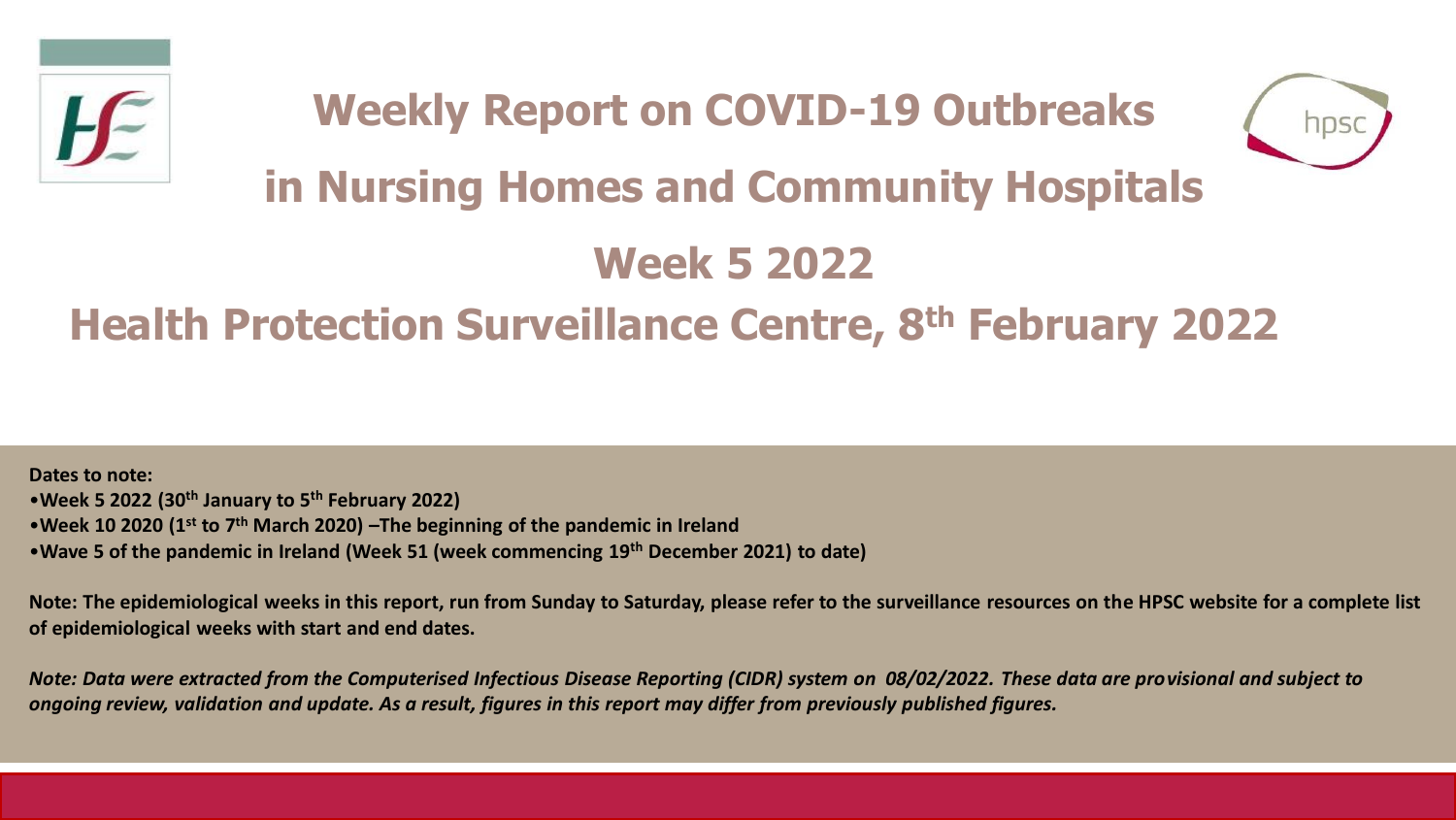# Weekly Report on COVID-19 Outbreaks in Nursing Homes and Community Hospitals

## Week 5 2022

## Health Protection Surveillance Centre, 8th February 2022

**Dates to note:**

- **Week 5 2022 (30th January to 5th February 2022)**
- **Week 10 2020 (1st to 7th March 2020) –The beginning of the pandemic in Ireland**
- **Wave 5 of the pandemic in Ireland (Week 51 (week commencing 19th December 2021) to date)**

**Note: The epidemiological weeks in this report, run from Sunday to Saturday, please refer to the surveillance resources on the HPSC website for a complete list of epidemiological weeks with start and end dates.**

***Note: Data were extracted from the Computerised Infectious Disease Reporting (CIDR) system on 08/02/2022. These data are provisional and subject to ongoing review, validation and update. As a result, figures in this report may differ from previously published figures.***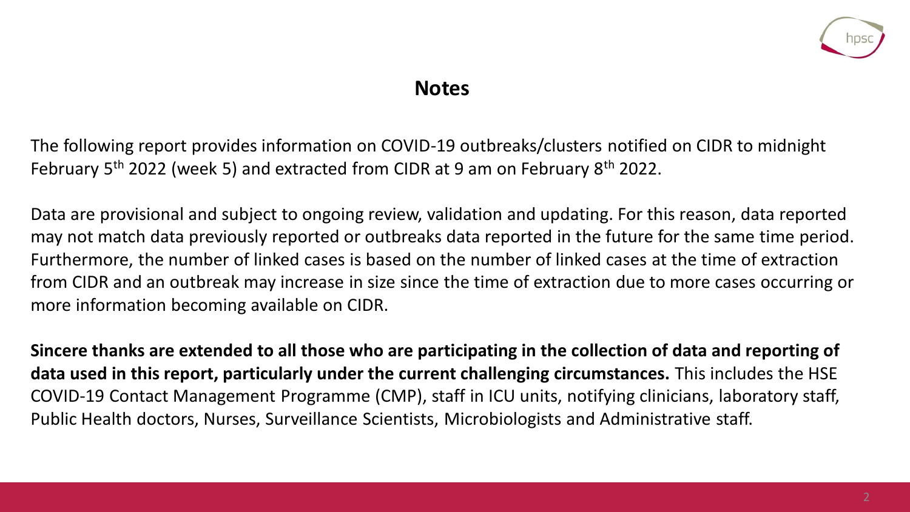## Notes

The following report provides information on COVID-19 outbreaks/clusters notified on CIDR to midnight February 5th 2022 (week 5) and extracted from CIDR at 9 am on February 8th 2022.

Data are provisional and subject to ongoing review, validation and updating. For this reason, data reported may not match data previously reported or outbreaks data reported in the future for the same time period. Furthermore, the number of linked cases is based on the number of linked cases at the time of extraction from CIDR and an outbreak may increase in size since the time of extraction due to more cases occurring or more information becoming available on CIDR.

**Sincere thanks are extended to all those who are participating in the collection of data and reporting of data used in this report, particularly under the current challenging circumstances.** This includes the HSE COVID-19 Contact Management Programme (CMP), staff in ICU units, notifying clinicians, laboratory staff, Public Health doctors, Nurses, Surveillance Scientists, Microbiologists and Administrative staff.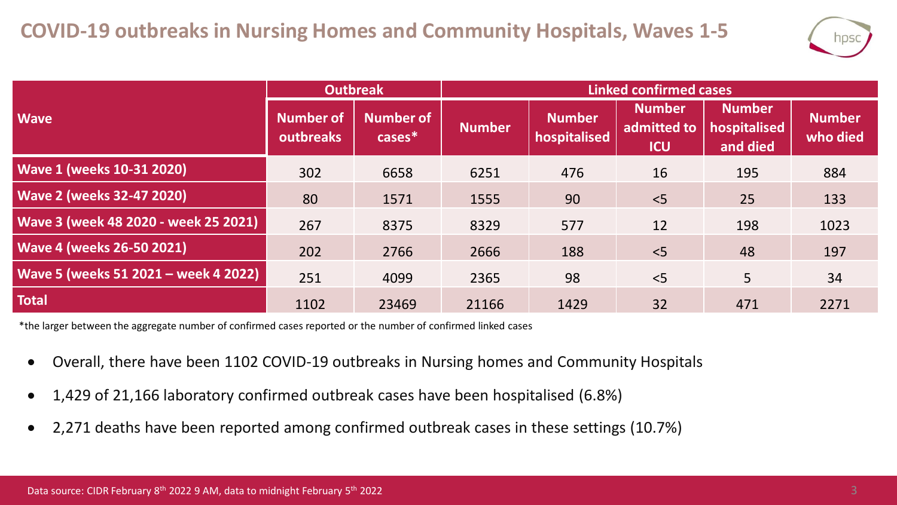# COVID-19 outbreaks in Nursing Homes and Community Hospitals, Waves 1-5

| Wave | Outbreak | | Linked confirmed cases | | | | |
|---|---|---|---|---|---|---|---|
| | Number of outbreaks | Number of cases* | Number | Number hospitalised | Number admitted to ICU | Number hospitalised and died | Number who died |
| Wave 1 (weeks 10-31 2020) | 302 | 6658 | 6251 | 476 | 16 | 195 | 884 |
| Wave 2 (weeks 32-47 2020) | 80 | 1571 | 1555 | 90 | <5 | 25 | 133 |
| Wave 3 (week 48 2020 - week 25 2021) | 267 | 8375 | 8329 | 577 | 12 | 198 | 1023 |
| Wave 4 (weeks 26-50 2021) | 202 | 2766 | 2666 | 188 | <5 | 48 | 197 |
| Wave 5 (weeks 51 2021 – week 4 2022) | 251 | 4099 | 2365 | 98 | <5 | 5 | 34 |
| Total | 1102 | 23469 | 21166 | 1429 | 32 | 471 | 2271 |

*the larger between the aggregate number of confirmed cases reported or the number of confirmed linked cases

- Overall, there have been 1102 COVID-19 outbreaks in Nursing homes and Community Hospitals
- 1,429 of 21,166 laboratory confirmed outbreak cases have been hospitalised (6.8%)
- 2,271 deaths have been reported among confirmed outbreak cases in these settings (10.7%)

Data source: CIDR February 8th 2022 9 AM, data to midnight February 5th 2022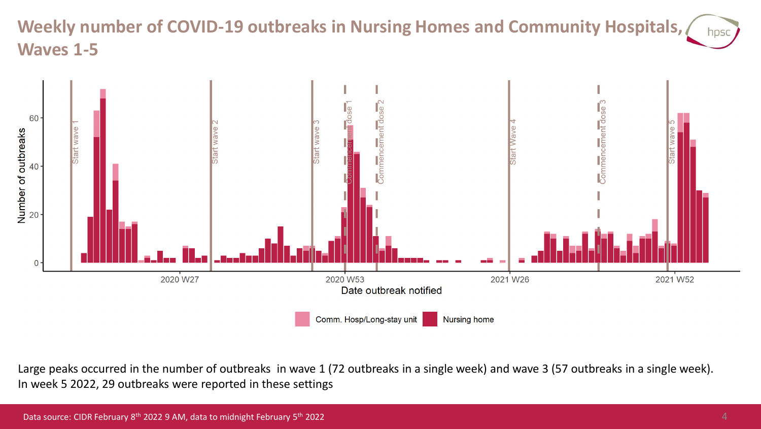# Weekly number of COVID-19 outbreaks in Nursing Homes and Community Hospitals, Waves 1-5

Large peaks occurred in the number of outbreaks in wave 1 (72 outbreaks in a single week) and wave 3 (57 outbreaks in a single week). In week 5 2022, 29 outbreaks were reported in these settings

Data source: CIDR February 8th 2022 9 AM, data to midnight February 5th 2022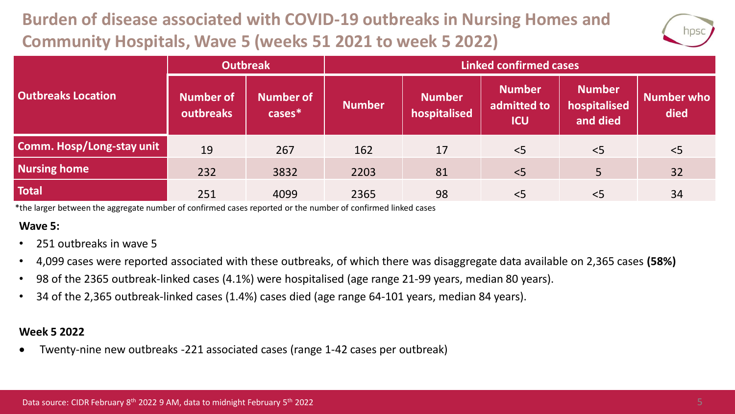# Burden of disease associated with COVID-19 outbreaks in Nursing Homes and Community Hospitals, Wave 5 (weeks 51 2021 to week 5 2022)

| Outbreaks Location | Outbreak | | Linked confirmed cases | | | | |
|---|---|---|---|---|---|---|---|
| | Number of outbreaks | Number of cases* | Number | Number hospitalised | Number admitted to ICU | Number hospitalised and died | Number who died |
| Comm. Hosp/Long-stay unit | 19 | 267 | 162 | 17 | <5 | <5 | <5 |
| Nursing home | 232 | 3832 | 2203 | 81 | <5 | 5 | 32 |
| Total | 251 | 4099 | 2365 | 98 | <5 | <5 | 34 |

*the larger between the aggregate number of confirmed cases reported or the number of confirmed linked cases

**Wave 5:**

- 251 outbreaks in wave 5
- 4,099 cases were reported associated with these outbreaks, of which there was disaggregate data available on 2,365 cases **(58%)**
- 98 of the 2365 outbreak-linked cases (4.1%) were hospitalised (age range 21-99 years, median 80 years).
- 34 of the 2,365 outbreak-linked cases (1.4%) cases died (age range 64-101 years, median 84 years).

**Week 5 2022**

- Twenty-nine new outbreaks -221 associated cases (range 1-42 cases per outbreak)

Data source: CIDR February 8th 2022 9 AM, data to midnight February 5th 2022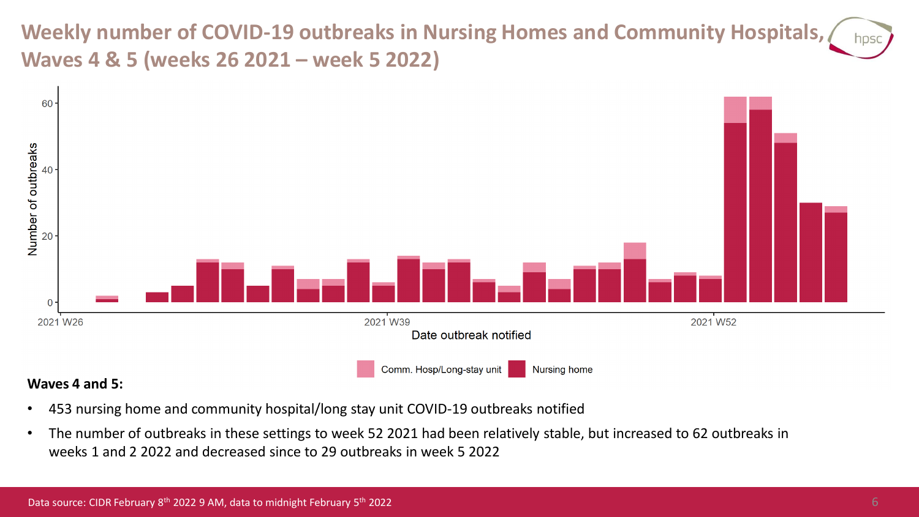# Weekly number of COVID-19 outbreaks in Nursing Homes and Community Hospitals, Waves 4 & 5 (weeks 26 2021 – week 5 2022)

**Waves 4 and 5:**

- 453 nursing home and community hospital/long stay unit COVID-19 outbreaks notified
- The number of outbreaks in these settings to week 52 2021 had been relatively stable, but increased to 62 outbreaks in weeks 1 and 2 2022 and decreased since to 29 outbreaks in week 5 2022

Data source: CIDR February 8th 2022 9 AM, data to midnight February 5th 2022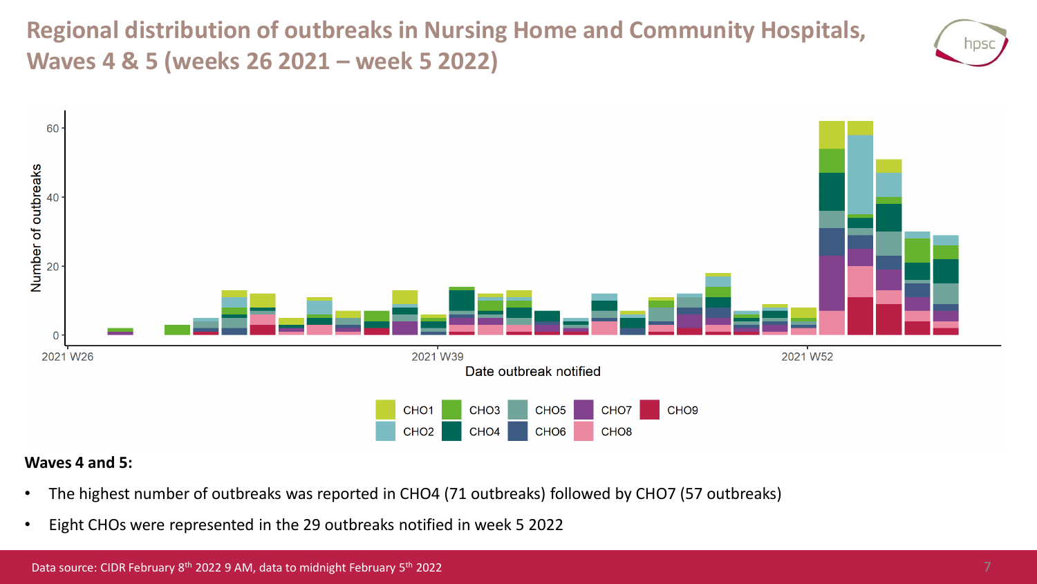# Regional distribution of outbreaks in Nursing Home and Community Hospitals, Waves 4 & 5 (weeks 26 2021 – week 5 2022)

**Waves 4 and 5:**

- The highest number of outbreaks was reported in CHO4 (71 outbreaks) followed by CHO7 (57 outbreaks)
- Eight CHOs were represented in the 29 outbreaks notified in week 5 2022

Data source: CIDR February 8th 2022 9 AM, data to midnight February 5th 2022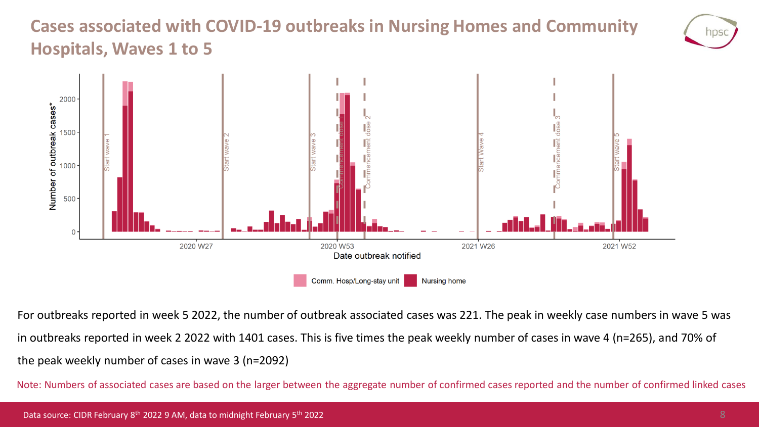# Cases associated with COVID-19 outbreaks in Nursing Homes and Community Hospitals, Waves 1 to 5

For outbreaks reported in week 5 2022, the number of outbreak associated cases was 221. The peak in weekly case numbers in wave 5 was in outbreaks reported in week 2 2022 with 1401 cases. This is five times the peak weekly number of cases in wave 4 (n=265), and 70% of the peak weekly number of cases in wave 3 (n=2092)

Note: Numbers of associated cases are based on the larger between the aggregate number of confirmed cases reported and the number of confirmed linked cases

Data source: CIDR February 8th 2022 9 AM, data to midnight February 5th 2022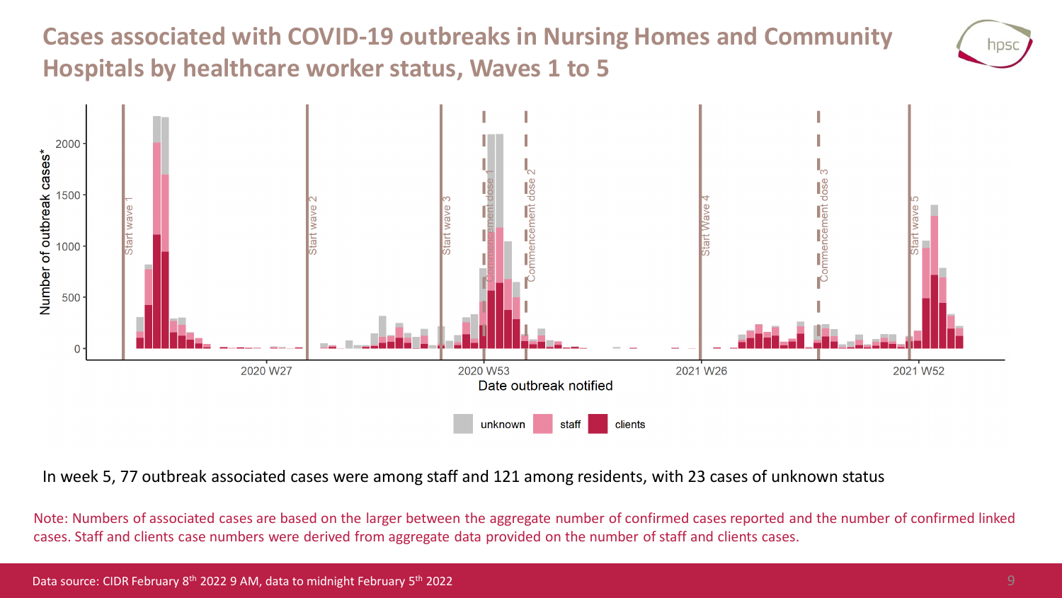# Cases associated with COVID-19 outbreaks in Nursing Homes and Community Hospitals by healthcare worker status, Waves 1 to 5

In week 5, 77 outbreak associated cases were among staff and 121 among residents, with 23 cases of unknown status

Note: Numbers of associated cases are based on the larger between the aggregate number of confirmed cases reported and the number of confirmed linked cases. Staff and clients case numbers were derived from aggregate data provided on the number of staff and clients cases.

Data source: CIDR February 8th 2022 9 AM, data to midnight February 5th 2022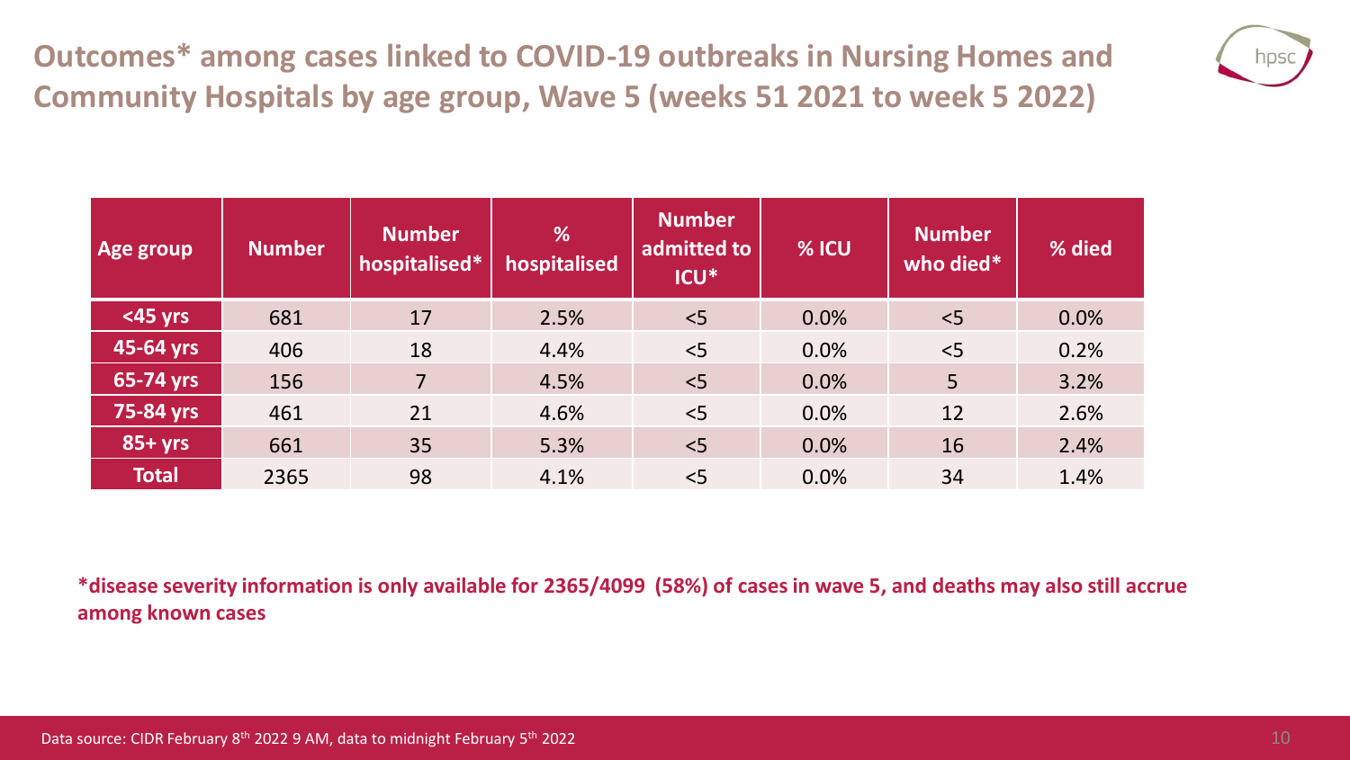# Outcomes* among cases linked to COVID-19 outbreaks in Nursing Homes and Community Hospitals by age group, Wave 5 (weeks 51 2021 to week 5 2022)

| Age group | Number | Number hospitalised* | % hospitalised | Number admitted to ICU* | % ICU | Number who died* | % died |
|---|---|---|---|---|---|---|---|
| <45 yrs | 681 | 17 | 2.5% | <5 | 0.0% | <5 | 0.0% |
| 45-64 yrs | 406 | 18 | 4.4% | <5 | 0.0% | <5 | 0.2% |
| 65-74 yrs | 156 | 7 | 4.5% | <5 | 0.0% | 5 | 3.2% |
| 75-84 yrs | 461 | 21 | 4.6% | <5 | 0.0% | 12 | 2.6% |
| 85+ yrs | 661 | 35 | 5.3% | <5 | 0.0% | 16 | 2.4% |
| Total | 2365 | 98 | 4.1% | <5 | 0.0% | 34 | 1.4% |

**\*disease severity information is only available for 2365/4099 (58%) of cases in wave 5, and deaths may also still accrue among known cases**

Data source: CIDR February 8th 2022 9 AM, data to midnight February 5th 2022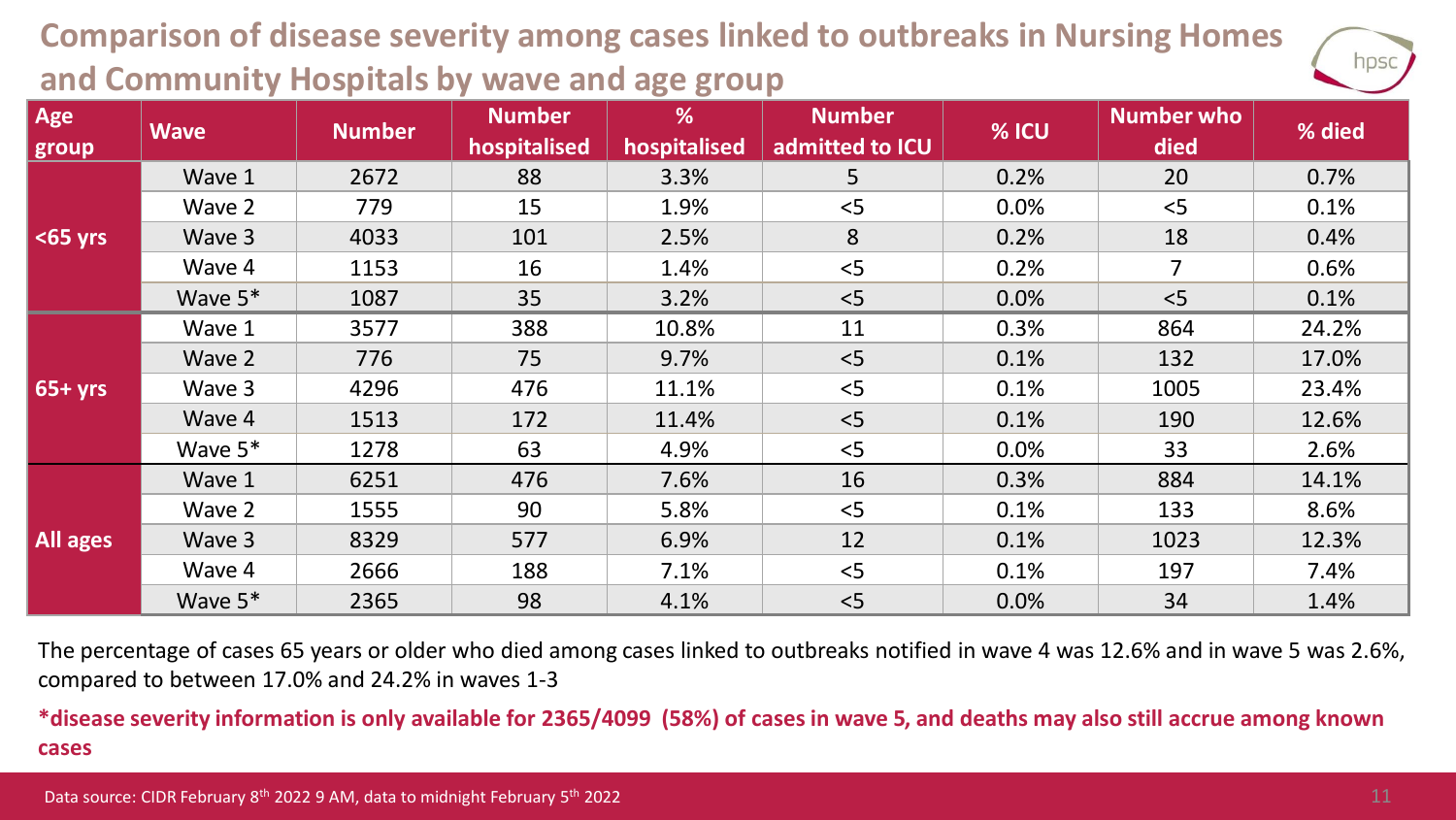# Comparison of disease severity among cases linked to outbreaks in Nursing Homes and Community Hospitals by wave and age group

| Age group | Wave | Number | Number hospitalised | % hospitalised | Number admitted to ICU | % ICU | Number who died | % died |
|---|---|---|---|---|---|---|---|---|
| <65 yrs | Wave 1 | 2672 | 88 | 3.3% | 5 | 0.2% | 20 | 0.7% |
| | Wave 2 | 779 | 15 | 1.9% | <5 | 0.0% | <5 | 0.1% |
| | Wave 3 | 4033 | 101 | 2.5% | 8 | 0.2% | 18 | 0.4% |
| | Wave 4 | 1153 | 16 | 1.4% | <5 | 0.2% | 7 | 0.6% |
| | Wave 5* | 1087 | 35 | 3.2% | <5 | 0.0% | <5 | 0.1% |
| 65+ yrs | Wave 1 | 3577 | 388 | 10.8% | 11 | 0.3% | 864 | 24.2% |
| | Wave 2 | 776 | 75 | 9.7% | <5 | 0.1% | 132 | 17.0% |
| | Wave 3 | 4296 | 476 | 11.1% | <5 | 0.1% | 1005 | 23.4% |
| | Wave 4 | 1513 | 172 | 11.4% | <5 | 0.1% | 190 | 12.6% |
| | Wave 5* | 1278 | 63 | 4.9% | <5 | 0.0% | 33 | 2.6% |
| All ages | Wave 1 | 6251 | 476 | 7.6% | 16 | 0.3% | 884 | 14.1% |
| | Wave 2 | 1555 | 90 | 5.8% | <5 | 0.1% | 133 | 8.6% |
| | Wave 3 | 8329 | 577 | 6.9% | 12 | 0.1% | 1023 | 12.3% |
| | Wave 4 | 2666 | 188 | 7.1% | <5 | 0.1% | 197 | 7.4% |
| | Wave 5* | 2365 | 98 | 4.1% | <5 | 0.0% | 34 | 1.4% |

The percentage of cases 65 years or older who died among cases linked to outbreaks notified in wave 4 was 12.6% and in wave 5 was 2.6%, compared to between 17.0% and 24.2% in waves 1-3

**\*disease severity information is only available for 2365/4099 (58%) of cases in wave 5, and deaths may also still accrue among known cases**

Data source: CIDR February 8th 2022 9 AM, data to midnight February 5th 2022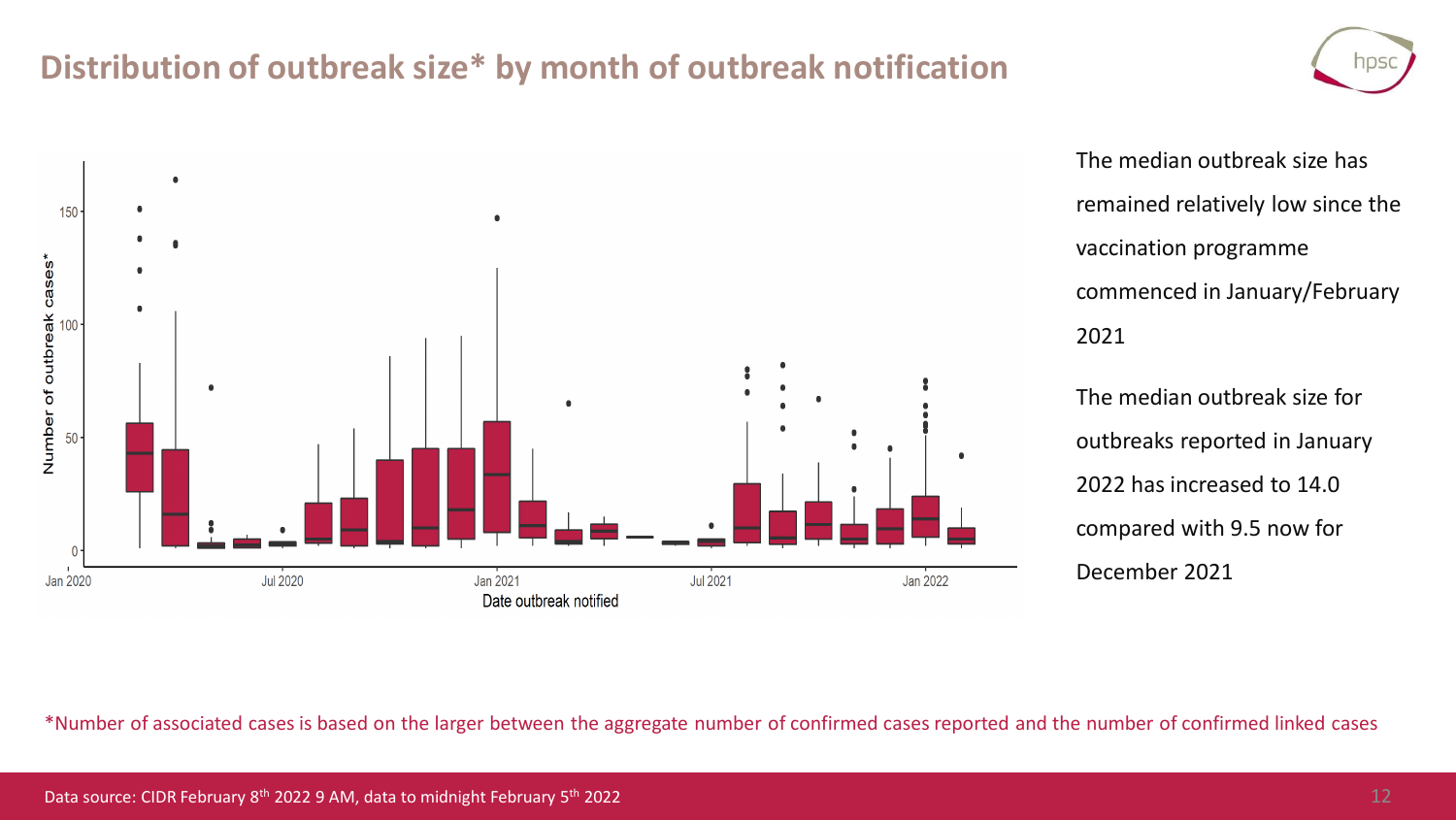# Distribution of outbreak size* by month of outbreak notification

Number of outbreak cases*

150

100

50

0

Jan 2020

Jul 2020

Jan 2021

Jul 2021

Jan 2022

Date outbreak notified

The median outbreak size has remained relatively low since the vaccination programme commenced in January/February 2021

The median outbreak size for outbreaks reported in January 2022 has increased to 14.0 compared with 9.5 now for December 2021

*Number of associated cases is based on the larger between the aggregate number of confirmed cases reported and the number of confirmed linked cases

Data source: CIDR February 8th 2022 9 AM, data to midnight February 5th 2022